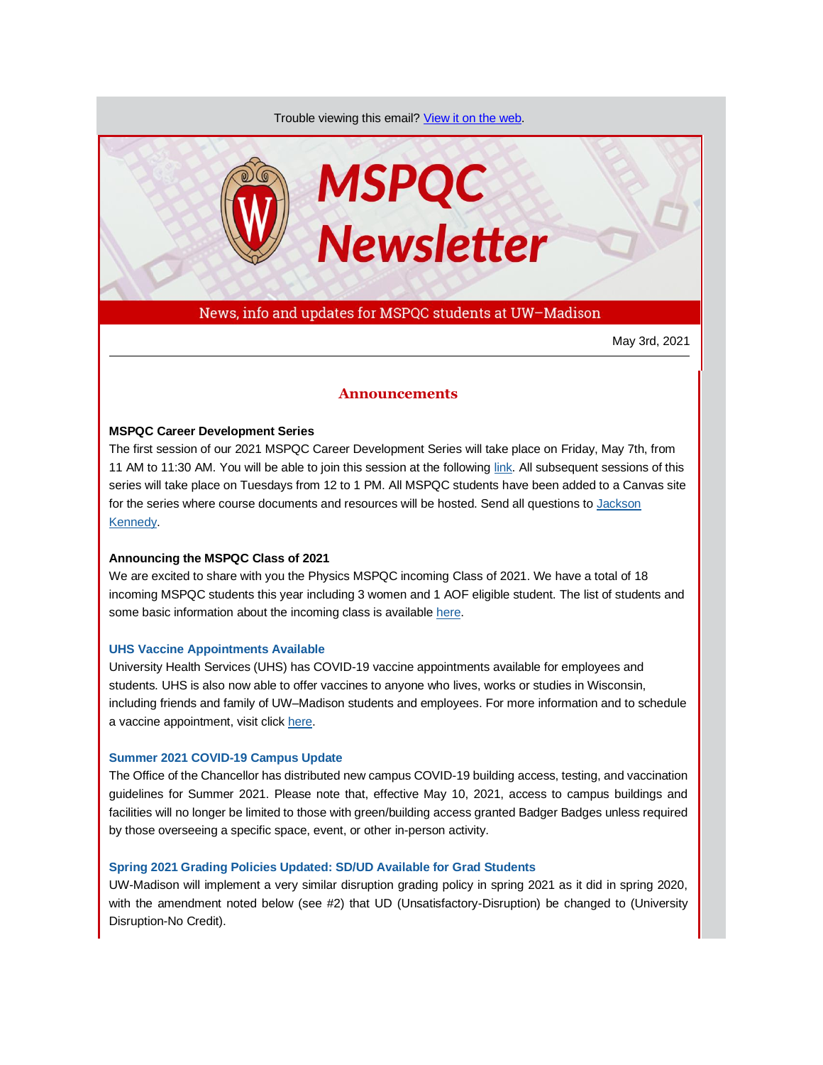Trouble viewing this email? View it on the web.

# MSPQC Newsletter

News, info and updates for MSPQC students at UW–Madison

May 3rd, 2021

---

## Announcements

**MSPQC Career Development Series**
The first session of our 2021 MSPQC Career Development Series will take place on Friday, May 7th, from 11 AM to 11:30 AM. You will be able to join this session at the following link. All subsequent sessions of this series will take place on Tuesdays from 12 to 1 PM. All MSPQC students have been added to a Canvas site for the series where course documents and resources will be hosted. Send all questions to Jackson Kennedy.

**Announcing the MSPQC Class of 2021**
We are excited to share with you the Physics MSPQC incoming Class of 2021. We have a total of 18 incoming MSPQC students this year including 3 women and 1 AOF eligible student. The list of students and some basic information about the incoming class is available here.

**UHS Vaccine Appointments Available**
University Health Services (UHS) has COVID-19 vaccine appointments available for employees and students. UHS is also now able to offer vaccines to anyone who lives, works or studies in Wisconsin, including friends and family of UW–Madison students and employees. For more information and to schedule a vaccine appointment, visit click here.

**Summer 2021 COVID-19 Campus Update**
The Office of the Chancellor has distributed new campus COVID-19 building access, testing, and vaccination guidelines for Summer 2021. Please note that, effective May 10, 2021, access to campus buildings and facilities will no longer be limited to those with green/building access granted Badger Badges unless required by those overseeing a specific space, event, or other in-person activity.

**Spring 2021 Grading Policies Updated: SD/UD Available for Grad Students**
UW-Madison will implement a very similar disruption grading policy in spring 2021 as it did in spring 2020, with the amendment noted below (see #2) that UD (Unsatisfactory-Disruption) be changed to (University Disruption-No Credit).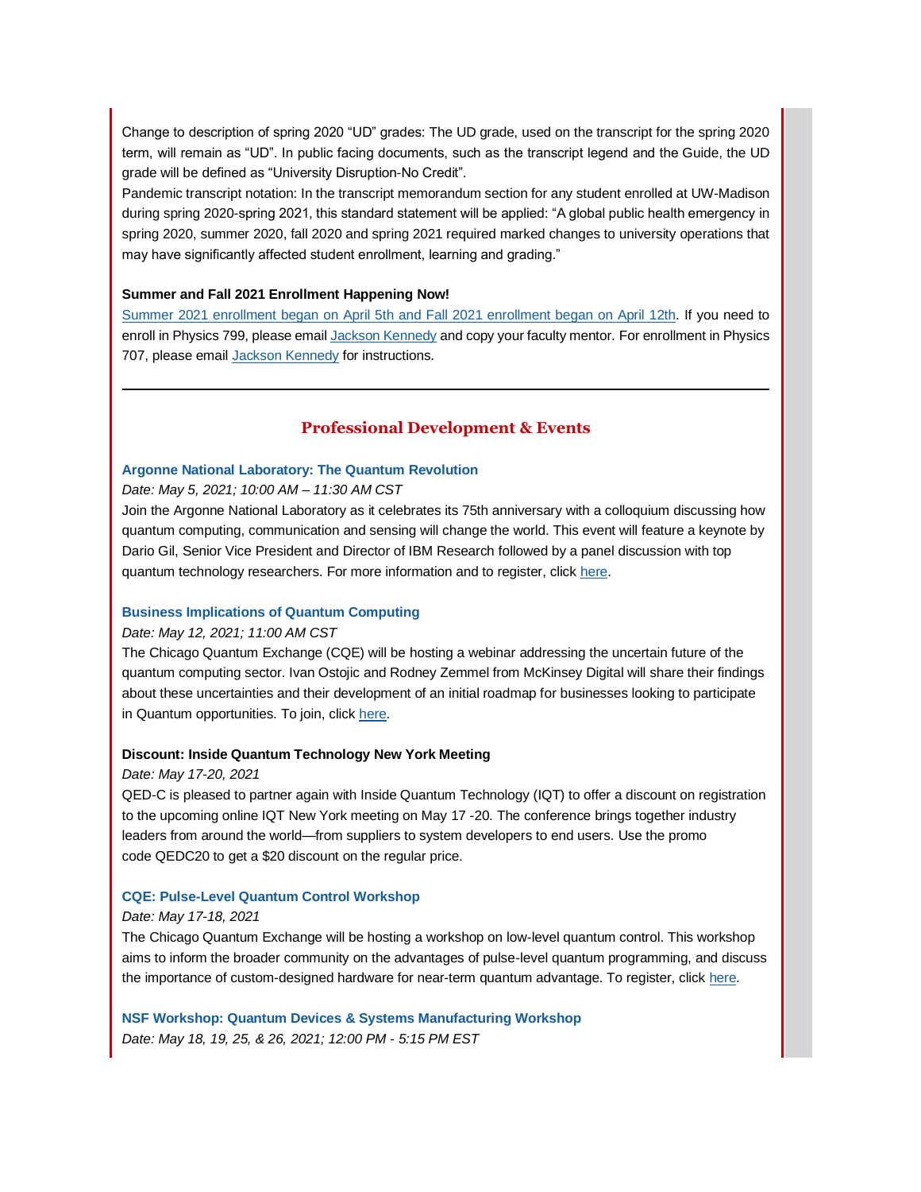Change to description of spring 2020 "UD" grades: The UD grade, used on the transcript for the spring 2020 term, will remain as "UD". In public facing documents, such as the transcript legend and the Guide, the UD grade will be defined as "University Disruption-No Credit".
Pandemic transcript notation: In the transcript memorandum section for any student enrolled at UW-Madison during spring 2020-spring 2021, this standard statement will be applied: "A global public health emergency in spring 2020, summer 2020, fall 2020 and spring 2021 required marked changes to university operations that may have significantly affected student enrollment, learning and grading."

**Summer and Fall 2021 Enrollment Happening Now!**

Summer 2021 enrollment began on April 5th and Fall 2021 enrollment began on April 12th. If you need to enroll in Physics 799, please email Jackson Kennedy and copy your faculty mentor. For enrollment in Physics 707, please email Jackson Kennedy for instructions.

---

## Professional Development & Events

**Argonne National Laboratory: The Quantum Revolution**

*Date: May 5, 2021; 10:00 AM – 11:30 AM CST*

Join the Argonne National Laboratory as it celebrates its 75th anniversary with a colloquium discussing how quantum computing, communication and sensing will change the world. This event will feature a keynote by Dario Gil, Senior Vice President and Director of IBM Research followed by a panel discussion with top quantum technology researchers. For more information and to register, click here.

**Business Implications of Quantum Computing**

*Date: May 12, 2021; 11:00 AM CST*

The Chicago Quantum Exchange (CQE) will be hosting a webinar addressing the uncertain future of the quantum computing sector. Ivan Ostojic and Rodney Zemmel from McKinsey Digital will share their findings about these uncertainties and their development of an initial roadmap for businesses looking to participate in Quantum opportunities. To join, click here.

**Discount: Inside Quantum Technology New York Meeting**

*Date: May 17-20, 2021*

QED-C is pleased to partner again with Inside Quantum Technology (IQT) to offer a discount on registration to the upcoming online IQT New York meeting on May 17 -20. The conference brings together industry leaders from around the world—from suppliers to system developers to end users. Use the promo code QEDC20 to get a $20 discount on the regular price.

**CQE: Pulse-Level Quantum Control Workshop**

*Date: May 17-18, 2021*

The Chicago Quantum Exchange will be hosting a workshop on low-level quantum control. This workshop aims to inform the broader community on the advantages of pulse-level quantum programming, and discuss the importance of custom-designed hardware for near-term quantum advantage. To register, click here.

**NSF Workshop: Quantum Devices & Systems Manufacturing Workshop**

*Date: May 18, 19, 25, & 26, 2021; 12:00 PM - 5:15 PM EST*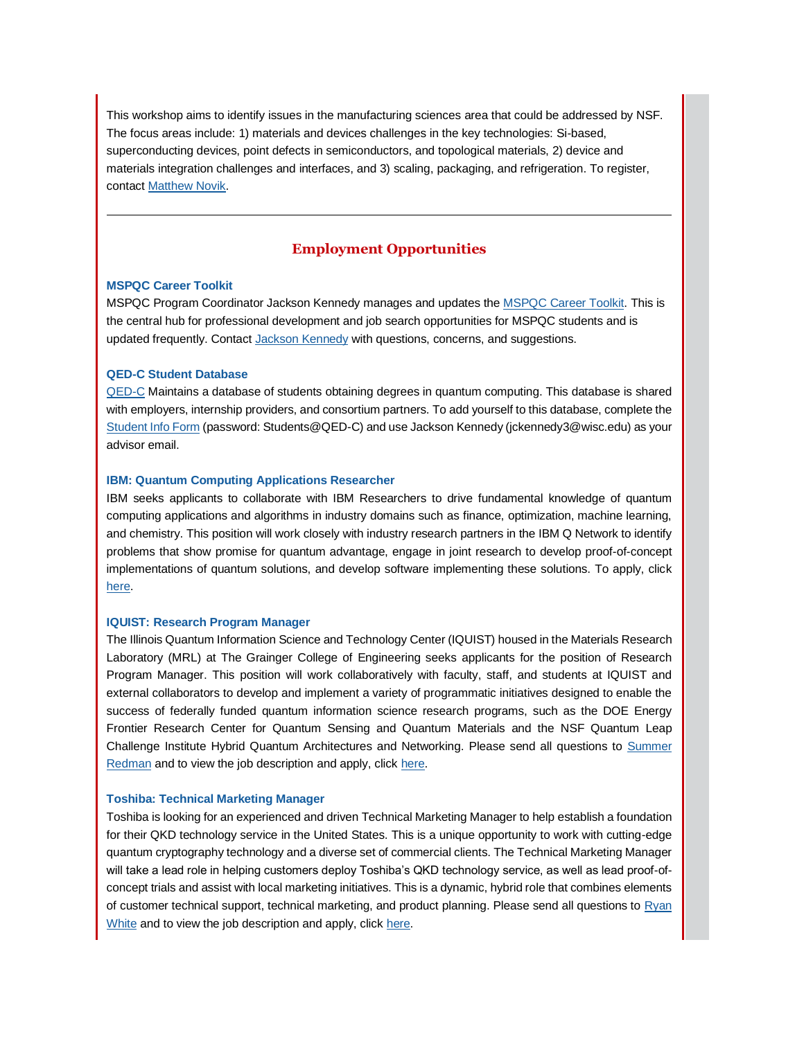This workshop aims to identify issues in the manufacturing sciences area that could be addressed by NSF. The focus areas include: 1) materials and devices challenges in the key technologies: Si-based, superconducting devices, point defects in semiconductors, and topological materials, 2) device and materials integration challenges and interfaces, and 3) scaling, packaging, and refrigeration. To register, contact Matthew Novik.

---

## Employment Opportunities

### MSPQC Career Toolkit

MSPQC Program Coordinator Jackson Kennedy manages and updates the MSPQC Career Toolkit. This is the central hub for professional development and job search opportunities for MSPQC students and is updated frequently. Contact Jackson Kennedy with questions, concerns, and suggestions.

### QED-C Student Database

QED-C Maintains a database of students obtaining degrees in quantum computing. This database is shared with employers, internship providers, and consortium partners. To add yourself to this database, complete the Student Info Form (password: Students@QED-C) and use Jackson Kennedy (jckennedy3@wisc.edu) as your advisor email.

### IBM: Quantum Computing Applications Researcher

IBM seeks applicants to collaborate with IBM Researchers to drive fundamental knowledge of quantum computing applications and algorithms in industry domains such as finance, optimization, machine learning, and chemistry. This position will work closely with industry research partners in the IBM Q Network to identify problems that show promise for quantum advantage, engage in joint research to develop proof-of-concept implementations of quantum solutions, and develop software implementing these solutions. To apply, click here.

### IQUIST: Research Program Manager

The Illinois Quantum Information Science and Technology Center (IQUIST) housed in the Materials Research Laboratory (MRL) at The Grainger College of Engineering seeks applicants for the position of Research Program Manager. This position will work collaboratively with faculty, staff, and students at IQUIST and external collaborators to develop and implement a variety of programmatic initiatives designed to enable the success of federally funded quantum information science research programs, such as the DOE Energy Frontier Research Center for Quantum Sensing and Quantum Materials and the NSF Quantum Leap Challenge Institute Hybrid Quantum Architectures and Networking. Please send all questions to Summer Redman and to view the job description and apply, click here.

### Toshiba: Technical Marketing Manager

Toshiba is looking for an experienced and driven Technical Marketing Manager to help establish a foundation for their QKD technology service in the United States. This is a unique opportunity to work with cutting-edge quantum cryptography technology and a diverse set of commercial clients. The Technical Marketing Manager will take a lead role in helping customers deploy Toshiba's QKD technology service, as well as lead proof-of-concept trials and assist with local marketing initiatives. This is a dynamic, hybrid role that combines elements of customer technical support, technical marketing, and product planning. Please send all questions to Ryan White and to view the job description and apply, click here.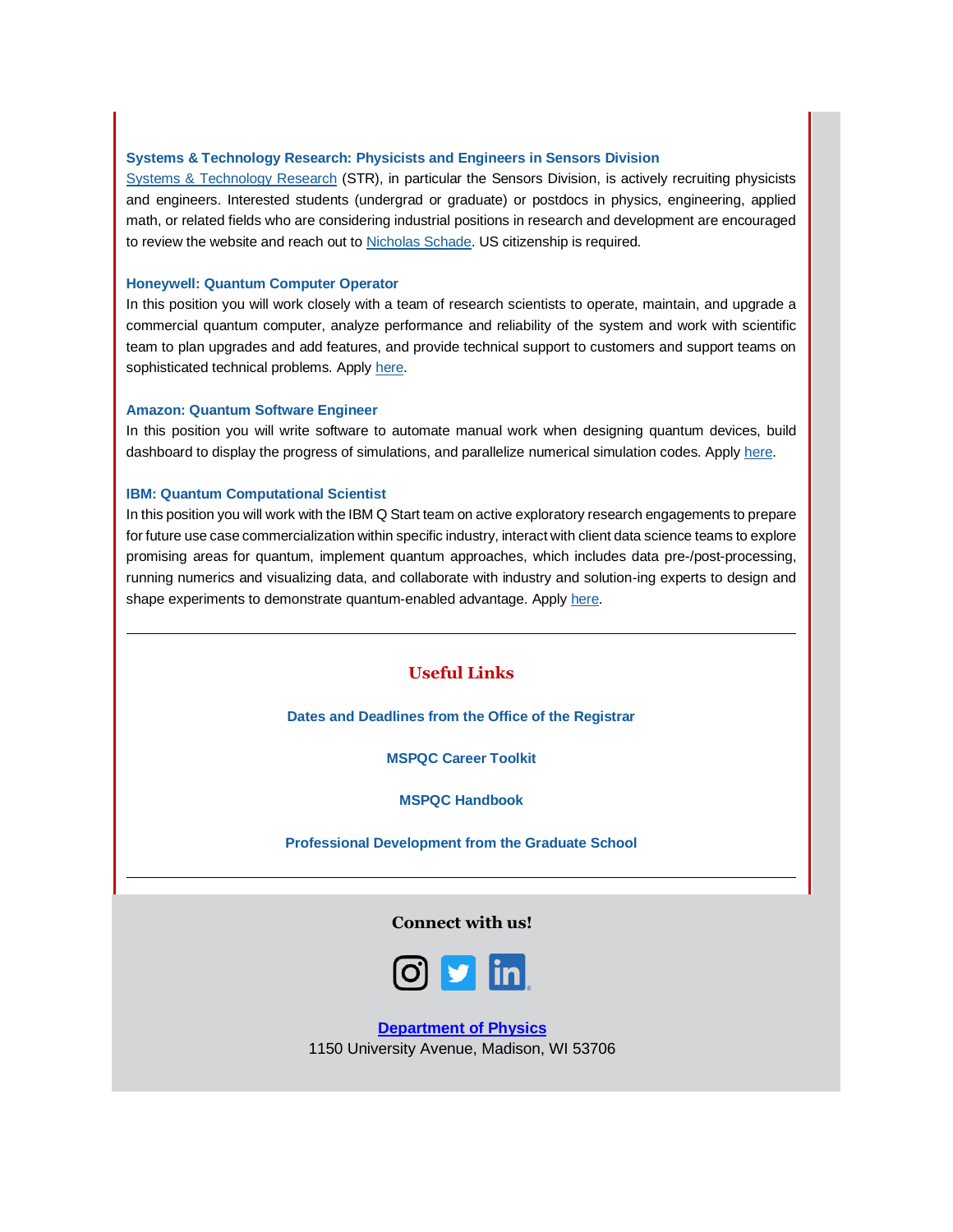### Systems & Technology Research: Physicists and Engineers in Sensors Division

Systems & Technology Research (STR), in particular the Sensors Division, is actively recruiting physicists and engineers. Interested students (undergrad or graduate) or postdocs in physics, engineering, applied math, or related fields who are considering industrial positions in research and development are encouraged to review the website and reach out to Nicholas Schade. US citizenship is required.

### Honeywell: Quantum Computer Operator

In this position you will work closely with a team of research scientists to operate, maintain, and upgrade a commercial quantum computer, analyze performance and reliability of the system and work with scientific team to plan upgrades and add features, and provide technical support to customers and support teams on sophisticated technical problems. Apply here.

### Amazon: Quantum Software Engineer

In this position you will write software to automate manual work when designing quantum devices, build dashboard to display the progress of simulations, and parallelize numerical simulation codes. Apply here.

### IBM: Quantum Computational Scientist

In this position you will work with the IBM Q Start team on active exploratory research engagements to prepare for future use case commercialization within specific industry, interact with client data science teams to explore promising areas for quantum, implement quantum approaches, which includes data pre-/post-processing, running numerics and visualizing data, and collaborate with industry and solution-ing experts to design and shape experiments to demonstrate quantum-enabled advantage. Apply here.

---

## Useful Links

**Dates and Deadlines from the Office of the Registrar**

**MSPQC Career Toolkit**

**MSPQC Handbook**

**Professional Development from the Graduate School**

---

**Connect with us!**

**Department of Physics**
1150 University Avenue, Madison, WI 53706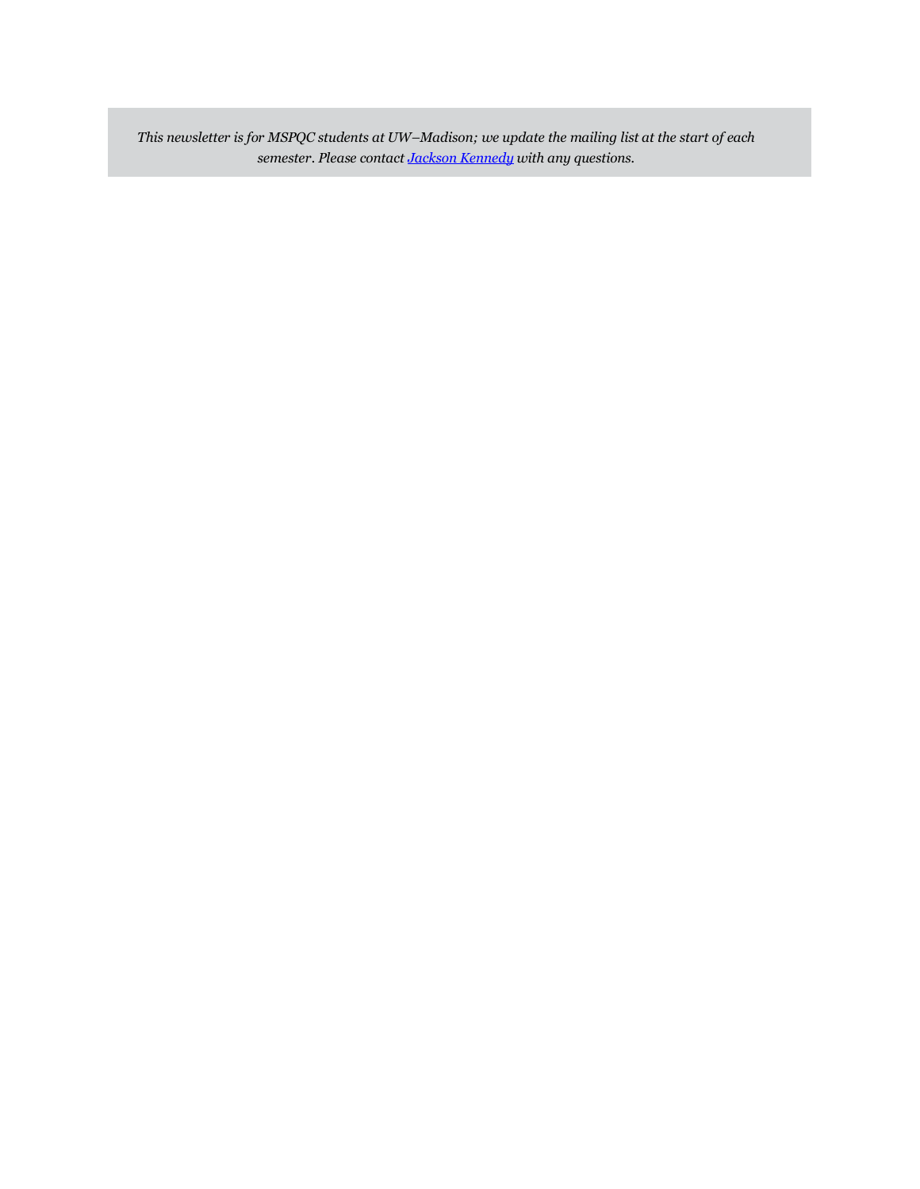*This newsletter is for MSPQC students at UW–Madison; we update the mailing list at the start of each semester. Please contact [Jackson Kennedy] with any questions.*